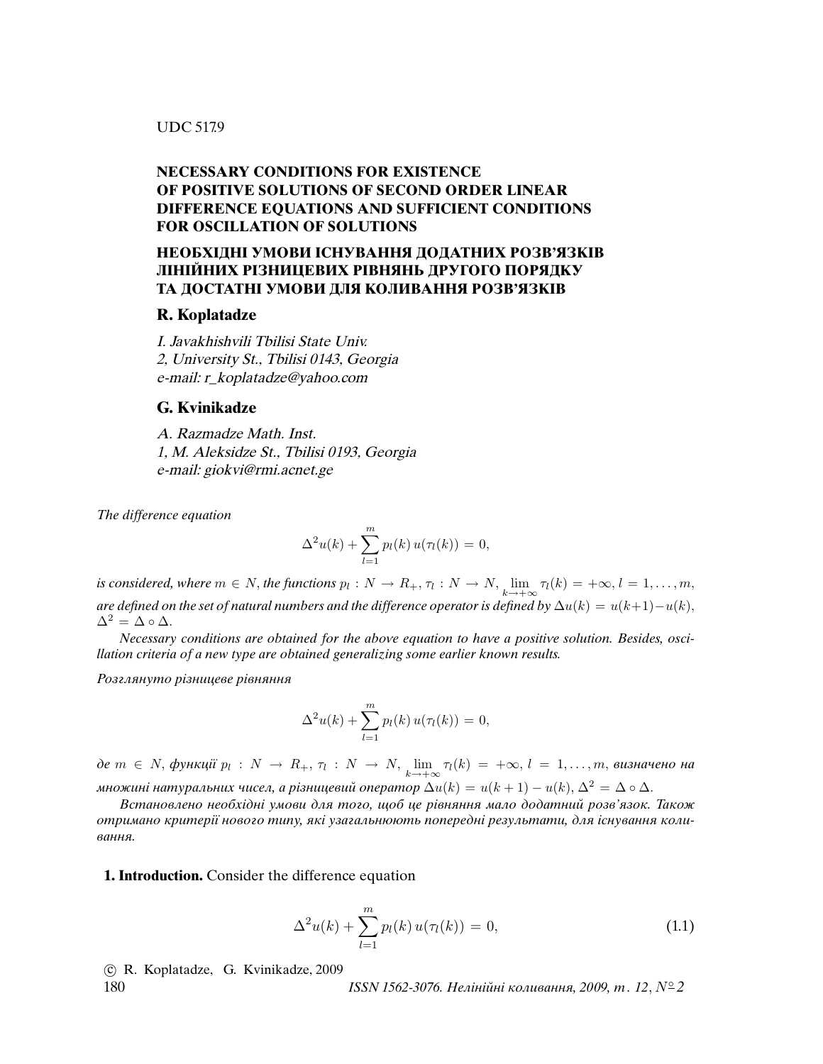UDC 517.9

# NECESSARY CONDITIONS FOR EXISTENCE OF POSITIVE SOLUTIONS OF SECOND ORDER LINEAR DIFFERENCE EQUATIONS AND SUFFICIENT CONDITIONS FOR OSCILLATION OF SOLUTIONS

# НЕОБХІДНІ УМОВИ ІСНУВАННЯ ДОДАТНИХ РОЗВ'ЯЗКІВ ЛІНІЙНИХ РІЗНИЦЕВИХ РІВНЯНЬ ДРУГОГО ПОРЯДКУ ТА ДОСТАТНІ УМОВИ ДЛЯ КОЛИВАННЯ РОЗВ'ЯЗКІВ

## R. Koplatadze

*I. Javakhishvili Tbilisi State Univ.*
*2, University St., Tbilisi 0143, Georgia*
*e-mail: r_koplatadze@yahoo.com*

## G. Kvinikadze

*A. Razmadze Math. Inst.*
*1, M. Aleksidze St., Tbilisi 0193, Georgia*
*e-mail: giokvi@rmi.acnet.ge*

*The difference equation*

$$\Delta^2 u(k) + \sum_{l=1}^{m} p_l(k)\, u(\tau_l(k)) = 0,$$

*is considered, where* $m \in N$, *the functions* $p_l : N \to R_+$, $\tau_l : N \to N$, $\lim\limits_{k\to+\infty} \tau_l(k) = +\infty$, $l = 1, \ldots, m$, *are defined on the set of natural numbers and the difference operator is defined by* $\Delta u(k) = u(k+1) - u(k)$, $\Delta^2 = \Delta \circ \Delta$.

*Necessary conditions are obtained for the above equation to have a positive solution. Besides, oscillation criteria of a new type are obtained generalizing some earlier known results.*

*Розглянуто різницеве рівняння*

$$\Delta^2 u(k) + \sum_{l=1}^{m} p_l(k)\, u(\tau_l(k)) = 0,$$

*де* $m \in N$, *функції* $p_l : N \to R_+$, $\tau_l : N \to N$, $\lim\limits_{k\to+\infty} \tau_l(k) = +\infty$, $l = 1, \ldots, m$, *визначено на множині натуральних чисел, а різницевий оператор* $\Delta u(k) = u(k+1) - u(k)$, $\Delta^2 = \Delta \circ \Delta$.

*Встановлено необхідні умови для того, щоб це рівняння мало додатний розв'язок. Також отримано критерії нового типу, які узагальнюють попередні результати, для існування коливання.*

**1. Introduction.** Consider the difference equation

$$\Delta^2 u(k) + \sum_{l=1}^{m} p_l(k)\, u(\tau_l(k)) = 0, \tag{1.1}$$

© R. Koplatadze, G. Kvinikadze, 2009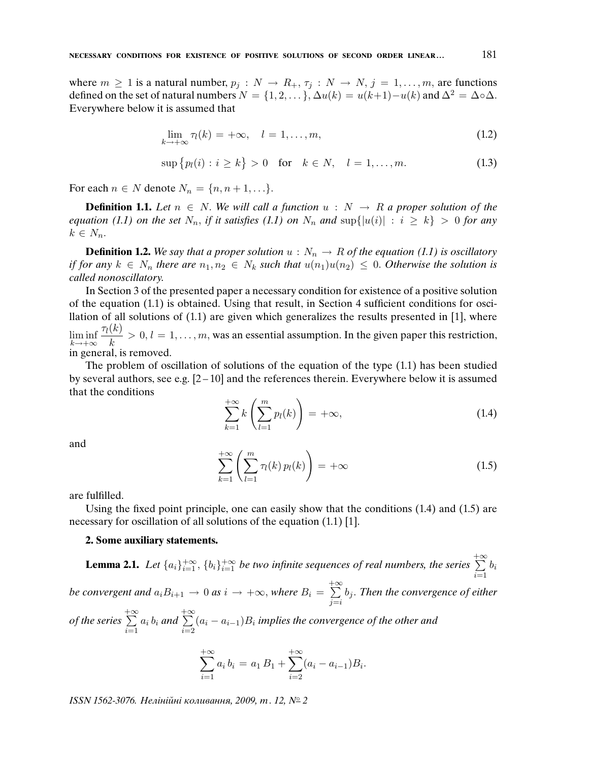where $m \geq 1$ is a natural number, $p_j : N \to R_+$, $\tau_j : N \to N$, $j = 1, \ldots, m$, are functions defined on the set of natural numbers $N = \{1, 2, \ldots\}$, $\Delta u(k) = u(k+1) - u(k)$ and $\Delta^2 = \Delta \circ \Delta$. Everywhere below it is assumed that

$$\lim_{k \to +\infty} \tau_l(k) = +\infty, \quad l = 1, \ldots, m, \tag{1.2}$$

$$\sup\{p_l(i) : i \geq k\} > 0 \quad \text{for} \quad k \in N, \quad l = 1, \ldots, m. \tag{1.3}$$

For each $n \in N$ denote $N_n = \{n, n+1, \ldots\}$.

**Definition 1.1.** *Let $n \in N$. We will call a function $u : N \to R$ a proper solution of the equation (1.1) on the set $N_n$, if it satisfies (1.1) on $N_n$ and $\sup\{|u(i)| : i \geq k\} > 0$ for any $k \in N_n$.*

**Definition 1.2.** *We say that a proper solution $u : N_n \to R$ of the equation (1.1) is oscillatory if for any $k \in N_n$ there are $n_1, n_2 \in N_k$ such that $u(n_1)u(n_2) \leq 0$. Otherwise the solution is called nonoscillatory.*

In Section 3 of the presented paper a necessary condition for existence of a positive solution of the equation (1.1) is obtained. Using that result, in Section 4 sufficient conditions for oscillation of all solutions of (1.1) are given which generalizes the results presented in [1], where $\liminf_{k \to +\infty} \dfrac{\tau_l(k)}{k} > 0$, $l = 1, \ldots, m$, was an essential assumption. In the given paper this restriction, in general, is removed.

The problem of oscillation of solutions of the equation of the type (1.1) has been studied by several authors, see e.g. [2–10] and the references therein. Everywhere below it is assumed that the conditions

$$\sum_{k=1}^{+\infty} k \left( \sum_{l=1}^{m} p_l(k) \right) = +\infty, \tag{1.4}$$

and

$$\sum_{k=1}^{+\infty} \left( \sum_{l=1}^{m} \tau_l(k) \, p_l(k) \right) = +\infty \tag{1.5}$$

are fulfilled.

Using the fixed point principle, one can easily show that the conditions (1.4) and (1.5) are necessary for oscillation of all solutions of the equation (1.1) [1].

## 2. Some auxiliary statements.

**Lemma 2.1.** *Let $\{a_i\}_{i=1}^{+\infty}$, $\{b_i\}_{i=1}^{+\infty}$ be two infinite sequences of real numbers, the series $\sum\limits_{i=1}^{+\infty} b_i$ be convergent and $a_i B_{i+1} \to 0$ as $i \to +\infty$, where $B_i = \sum\limits_{j=i}^{+\infty} b_j$. Then the convergence of either of the series $\sum\limits_{i=1}^{+\infty} a_i \, b_i$ and $\sum\limits_{i=2}^{+\infty} (a_i - a_{i-1}) B_i$ implies the convergence of the other and*

$$\sum_{i=1}^{+\infty} a_i \, b_i = a_1 \, B_1 + \sum_{i=2}^{+\infty} (a_i - a_{i-1}) B_i.$$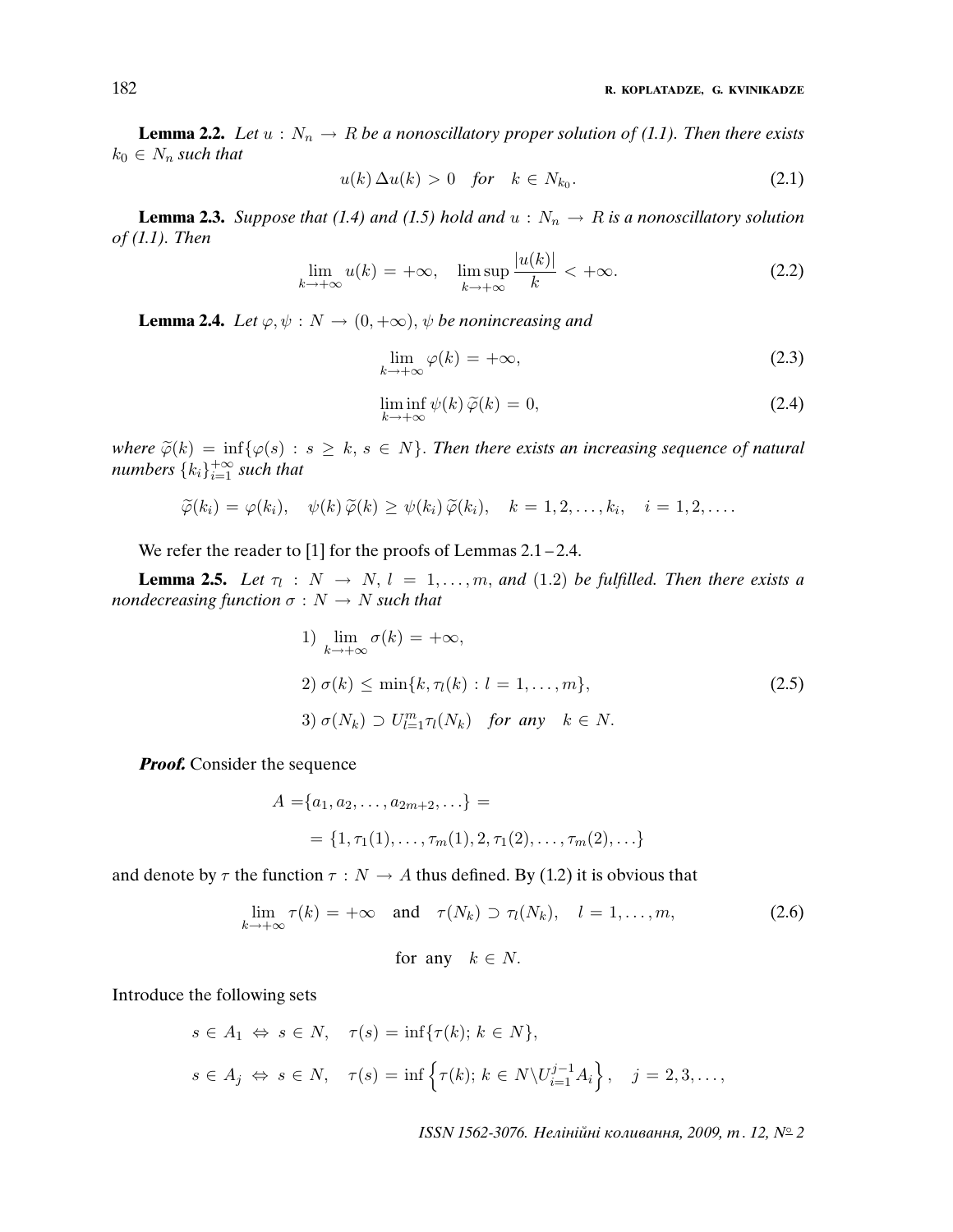**Lemma 2.2.** *Let $u : N_n \to R$ be a nonoscillatory proper solution of (1.1). Then there exists $k_0 \in N_n$ such that*

$$u(k)\, \Delta u(k) > 0 \quad \textit{for} \quad k \in N_{k_0}. \tag{2.1}$$

**Lemma 2.3.** *Suppose that (1.4) and (1.5) hold and $u : N_n \to R$ is a nonoscillatory solution of (1.1). Then*

$$\lim_{k\to+\infty} u(k) = +\infty, \quad \limsup_{k\to+\infty} \frac{|u(k)|}{k} < +\infty. \tag{2.2}$$

**Lemma 2.4.** *Let $\varphi, \psi : N \to (0, +\infty)$, $\psi$ be nonincreasing and*

$$\lim_{k\to+\infty} \varphi(k) = +\infty, \tag{2.3}$$

$$\liminf_{k\to+\infty} \psi(k)\, \widetilde{\varphi}(k) = 0, \tag{2.4}$$

*where $\widetilde{\varphi}(k) = \inf\{\varphi(s) : s \geq k,\ s \in N\}$. Then there exists an increasing sequence of natural numbers $\{k_i\}_{i=1}^{+\infty}$ such that*

$$\widetilde{\varphi}(k_i) = \varphi(k_i), \quad \psi(k)\, \widetilde{\varphi}(k) \geq \psi(k_i)\, \widetilde{\varphi}(k_i), \quad k = 1, 2, \ldots, k_i, \quad i = 1, 2, \ldots .$$

We refer the reader to [1] for the proofs of Lemmas 2.1 – 2.4.

**Lemma 2.5.** *Let $\tau_l : N \to N$, $l = 1, \ldots, m$, and (1.2) be fulfilled. Then there exists a nondecreasing function $\sigma : N \to N$ such that*

$$\begin{aligned}
&1)\ \lim_{k\to+\infty} \sigma(k) = +\infty, \\
&2)\ \sigma(k) \leq \min\{k, \tau_l(k) : l = 1, \ldots, m\}, \\
&3)\ \sigma(N_k) \supset U_{l=1}^{m} \tau_l(N_k) \quad \textit{for any} \quad k \in N.
\end{aligned} \tag{2.5}$$

***Proof.*** Consider the sequence

$$\begin{aligned}
A =& \{a_1, a_2, \ldots, a_{2m+2}, \ldots\} = \\
&= \{1, \tau_1(1), \ldots, \tau_m(1), 2, \tau_1(2), \ldots, \tau_m(2), \ldots\}
\end{aligned}$$

and denote by $\tau$ the function $\tau : N \to A$ thus defined. By (1.2) it is obvious that

$$\lim_{k\to+\infty} \tau(k) = +\infty \quad \text{and} \quad \tau(N_k) \supset \tau_l(N_k), \quad l = 1, \ldots, m, \tag{2.6}$$

$$\text{for any} \quad k \in N.$$

Introduce the following sets

$$\begin{aligned}
&s \in A_1 \;\Leftrightarrow\; s \in N, \quad \tau(s) = \inf\{\tau(k);\ k \in N\}, \\
&s \in A_j \;\Leftrightarrow\; s \in N, \quad \tau(s) = \inf\left\{\tau(k);\ k \in N \backslash U_{i=1}^{j-1} A_i\right\}, \quad j = 2, 3, \ldots,
\end{aligned}$$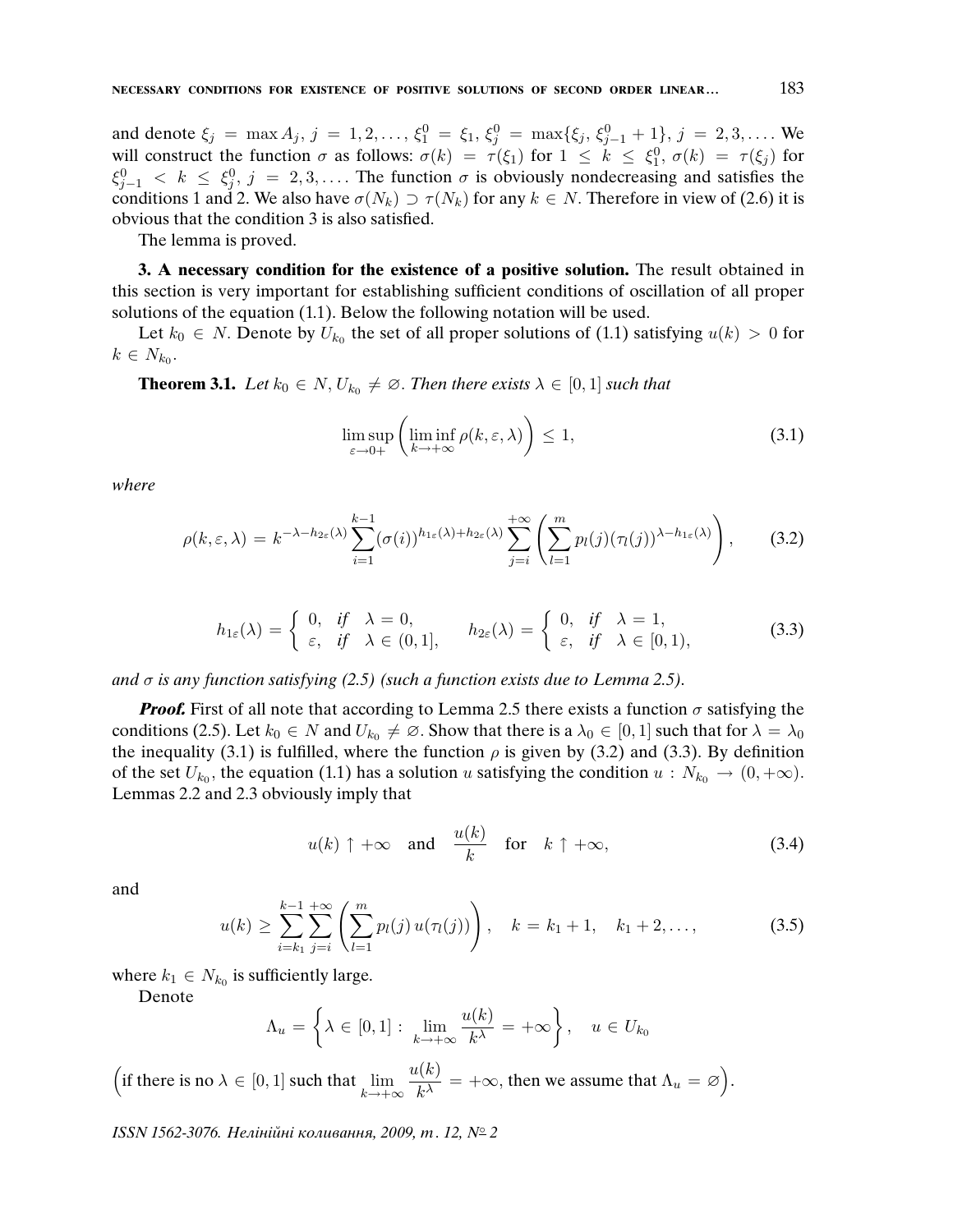and denote $\xi_j = \max A_j$, $j = 1, 2, \ldots$, $\xi_1^0 = \xi_1$, $\xi_j^0 = \max\{\xi_j, \xi_{j-1}^0 + 1\}$, $j = 2, 3, \ldots$. We will construct the function $\sigma$ as follows: $\sigma(k) = \tau(\xi_1)$ for $1 \le k \le \xi_1^0$, $\sigma(k) = \tau(\xi_j)$ for $\xi_{j-1}^0 < k \le \xi_j^0$, $j = 2, 3, \ldots$. The function $\sigma$ is obviously nondecreasing and satisfies the conditions 1 and 2. We also have $\sigma(N_k) \supset \tau(N_k)$ for any $k \in N$. Therefore in view of (2.6) it is obvious that the condition 3 is also satisfied.

The lemma is proved.

**3. A necessary condition for the existence of a positive solution.** The result obtained in this section is very important for establishing sufficient conditions of oscillation of all proper solutions of the equation (1.1). Below the following notation will be used.

Let $k_0 \in N$. Denote by $U_{k_0}$ the set of all proper solutions of (1.1) satisfying $u(k) > 0$ for $k \in N_{k_0}$.

**Theorem 3.1.** *Let $k_0 \in N$, $U_{k_0} \neq \varnothing$. Then there exists $\lambda \in [0, 1]$ such that*

$$\limsup_{\varepsilon \to 0+} \left( \liminf_{k \to +\infty} \rho(k, \varepsilon, \lambda) \right) \le 1, \tag{3.1}$$

*where*

$$\rho(k, \varepsilon, \lambda) = k^{-\lambda - h_{2\varepsilon}(\lambda)} \sum_{i=1}^{k-1} (\sigma(i))^{h_{1\varepsilon}(\lambda) + h_{2\varepsilon}(\lambda)} \sum_{j=i}^{+\infty} \left( \sum_{l=1}^{m} p_l(j) (\tau_l(j))^{\lambda - h_{1\varepsilon}(\lambda)} \right), \tag{3.2}$$

$$h_{1\varepsilon}(\lambda) = \begin{cases} 0, & \text{if} \quad \lambda = 0, \\ \varepsilon, & \text{if} \quad \lambda \in (0, 1], \end{cases} \qquad h_{2\varepsilon}(\lambda) = \begin{cases} 0, & \text{if} \quad \lambda = 1, \\ \varepsilon, & \text{if} \quad \lambda \in [0, 1), \end{cases} \tag{3.3}$$

*and $\sigma$ is any function satisfying (2.5) (such a function exists due to Lemma 2.5).*

***Proof.*** First of all note that according to Lemma 2.5 there exists a function $\sigma$ satisfying the conditions (2.5). Let $k_0 \in N$ and $U_{k_0} \neq \varnothing$. Show that there is a $\lambda_0 \in [0, 1]$ such that for $\lambda = \lambda_0$ the inequality (3.1) is fulfilled, where the function $\rho$ is given by (3.2) and (3.3). By definition of the set $U_{k_0}$, the equation (1.1) has a solution $u$ satisfying the condition $u : N_{k_0} \to (0, +\infty)$. Lemmas 2.2 and 2.3 obviously imply that

$$u(k) \uparrow +\infty \quad \text{and} \quad \frac{u(k)}{k} \quad \text{for} \quad k \uparrow +\infty, \tag{3.4}$$

and

$$u(k) \ge \sum_{i=k_1}^{k-1} \sum_{j=i}^{+\infty} \left( \sum_{l=1}^{m} p_l(j)\, u(\tau_l(j)) \right), \quad k = k_1 + 1, \quad k_1 + 2, \ldots, \tag{3.5}$$

where $k_1 \in N_{k_0}$ is sufficiently large.

Denote

$$\Lambda_u = \left\{ \lambda \in [0, 1] : \lim_{k \to +\infty} \frac{u(k)}{k^\lambda} = +\infty \right\}, \quad u \in U_{k_0}$$

$\Big($if there is no $\lambda \in [0, 1]$ such that $\lim\limits_{k \to +\infty} \dfrac{u(k)}{k^\lambda} = +\infty$, then we assume that $\Lambda_u = \varnothing\Big)$.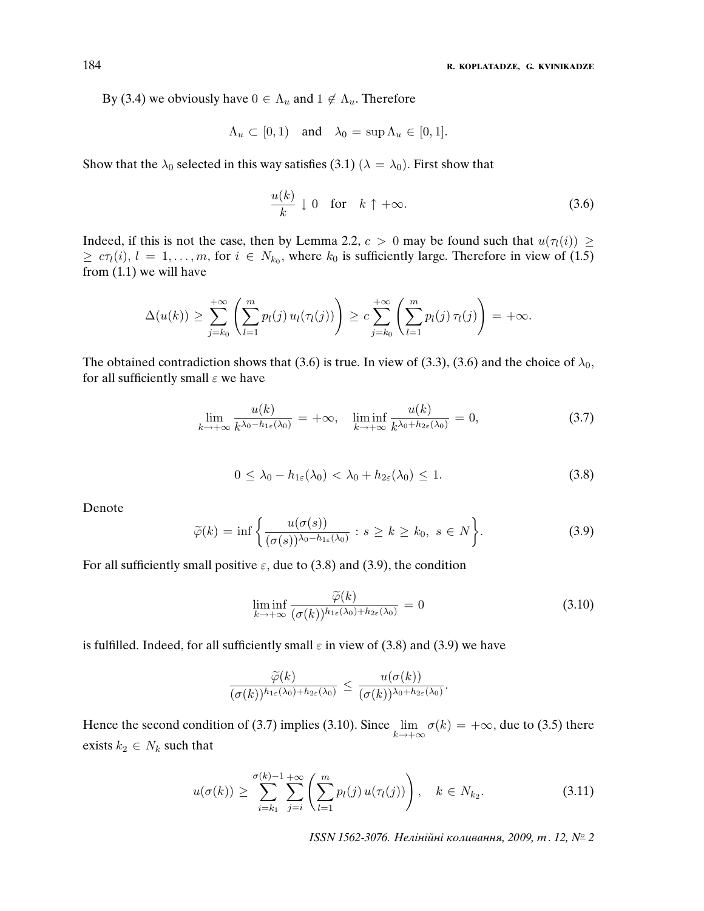By (3.4) we obviously have $0 \in \Lambda_u$ and $1 \notin \Lambda_u$. Therefore

$$\Lambda_u \subset [0,1) \quad \text{and} \quad \lambda_0 = \sup \Lambda_u \in [0,1].$$

Show that the $\lambda_0$ selected in this way satisfies (3.1) ($\lambda = \lambda_0$). First show that

$$\frac{u(k)}{k} \downarrow 0 \quad \text{for} \quad k \uparrow +\infty. \tag{3.6}$$

Indeed, if this is not the case, then by Lemma 2.2, $c > 0$ may be found such that $u(\tau_l(i)) \geq c\tau_l(i)$, $l = 1, \ldots, m$, for $i \in N_{k_0}$, where $k_0$ is sufficiently large. Therefore in view of (1.5) from (1.1) we will have

$$\Delta(u(k)) \geq \sum_{j=k_0}^{+\infty} \left( \sum_{l=1}^{m} p_l(j)\, u_l(\tau_l(j)) \right) \geq c \sum_{j=k_0}^{+\infty} \left( \sum_{l=1}^{m} p_l(j)\, \tau_l(j) \right) = +\infty.$$

The obtained contradiction shows that (3.6) is true. In view of (3.3), (3.6) and the choice of $\lambda_0$, for all sufficiently small $\varepsilon$ we have

$$\lim_{k \to +\infty} \frac{u(k)}{k^{\lambda_0 - h_{1\varepsilon}(\lambda_0)}} = +\infty, \quad \liminf_{k \to +\infty} \frac{u(k)}{k^{\lambda_0 + h_{2\varepsilon}(\lambda_0)}} = 0, \tag{3.7}$$

$$0 \leq \lambda_0 - h_{1\varepsilon}(\lambda_0) < \lambda_0 + h_{2\varepsilon}(\lambda_0) \leq 1. \tag{3.8}$$

Denote

$$\widetilde{\varphi}(k) = \inf \left\{ \frac{u(\sigma(s))}{(\sigma(s))^{\lambda_0 - h_{1\varepsilon}(\lambda_0)}} : s \geq k \geq k_0,\ s \in N \right\}. \tag{3.9}$$

For all sufficiently small positive $\varepsilon$, due to (3.8) and (3.9), the condition

$$\liminf_{k \to +\infty} \frac{\widetilde{\varphi}(k)}{(\sigma(k))^{h_{1\varepsilon}(\lambda_0) + h_{2\varepsilon}(\lambda_0)}} = 0 \tag{3.10}$$

is fulfilled. Indeed, for all sufficiently small $\varepsilon$ in view of (3.8) and (3.9) we have

$$\frac{\widetilde{\varphi}(k)}{(\sigma(k))^{h_{1\varepsilon}(\lambda_0) + h_{2\varepsilon}(\lambda_0)}} \leq \frac{u(\sigma(k))}{(\sigma(k))^{\lambda_0 + h_{2\varepsilon}(\lambda_0)}}.$$

Hence the second condition of (3.7) implies (3.10). Since $\lim\limits_{k \to +\infty} \sigma(k) = +\infty$, due to (3.5) there exists $k_2 \in N_k$ such that

$$u(\sigma(k)) \geq \sum_{i=k_1}^{\sigma(k)-1} \sum_{j=i}^{+\infty} \left( \sum_{l=1}^{m} p_l(j)\, u(\tau_l(j)) \right), \quad k \in N_{k_2}. \tag{3.11}$$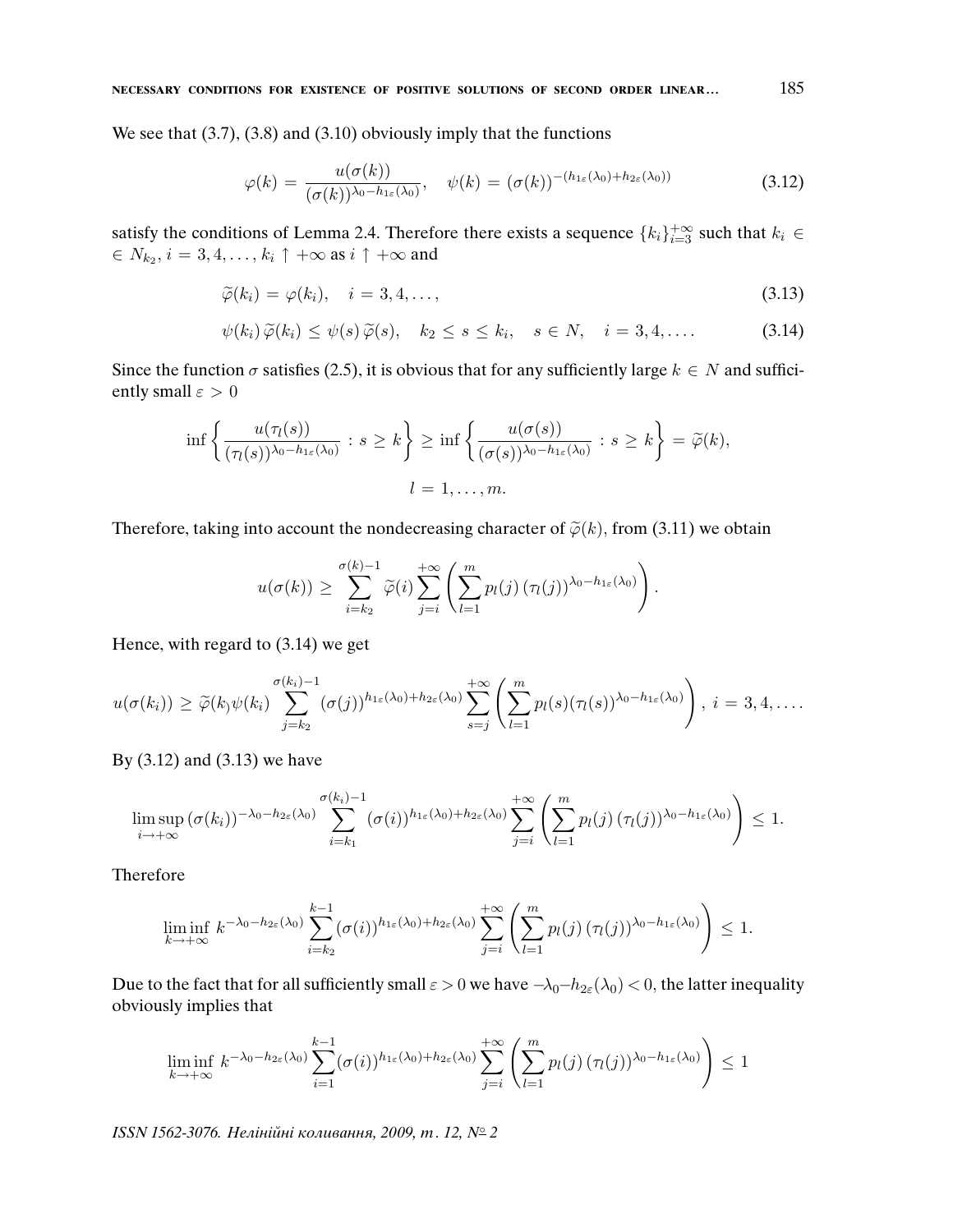We see that (3.7), (3.8) and (3.10) obviously imply that the functions

$$\varphi(k) = \frac{u(\sigma(k))}{(\sigma(k))^{\lambda_0 - h_{1\varepsilon}(\lambda_0)}}, \quad \psi(k) = (\sigma(k))^{-(h_{1\varepsilon}(\lambda_0)+h_{2\varepsilon}(\lambda_0))} \tag{3.12}$$

satisfy the conditions of Lemma 2.4. Therefore there exists a sequence $\{k_i\}_{i=3}^{+\infty}$ such that $k_i \in \in N_{k_2}$, $i = 3, 4, \ldots, k_i \uparrow +\infty$ as $i \uparrow +\infty$ and

$$\widetilde{\varphi}(k_i) = \varphi(k_i), \quad i = 3, 4, \ldots, \tag{3.13}$$

$$\psi(k_i)\,\widetilde{\varphi}(k_i) \le \psi(s)\,\widetilde{\varphi}(s), \quad k_2 \le s \le k_i, \quad s \in N, \quad i = 3, 4, \ldots. \tag{3.14}$$

Since the function $\sigma$ satisfies (2.5), it is obvious that for any sufficiently large $k \in N$ and sufficiently small $\varepsilon > 0$

$$\inf\left\{\frac{u(\tau_l(s))}{(\tau_l(s))^{\lambda_0 - h_{1\varepsilon}(\lambda_0)}} : s \ge k\right\} \ge \inf\left\{\frac{u(\sigma(s))}{(\sigma(s))^{\lambda_0 - h_{1\varepsilon}(\lambda_0)}} : s \ge k\right\} = \widetilde{\varphi}(k),$$
$$l = 1, \ldots, m.$$

Therefore, taking into account the nondecreasing character of $\widetilde{\varphi}(k)$, from (3.11) we obtain

$$u(\sigma(k)) \ge \sum_{i=k_2}^{\sigma(k)-1} \widetilde{\varphi}(i) \sum_{j=i}^{+\infty}\left(\sum_{l=1}^{m} p_l(j)\,(\tau_l(j))^{\lambda_0 - h_{1\varepsilon}(\lambda_0)}\right).$$

Hence, with regard to (3.14) we get

$$u(\sigma(k_i)) \ge \widetilde{\varphi}(k_i)\psi(k_i) \sum_{j=k_2}^{\sigma(k_i)-1} (\sigma(j))^{h_{1\varepsilon}(\lambda_0)+h_{2\varepsilon}(\lambda_0)} \sum_{s=j}^{+\infty}\left(\sum_{l=1}^{m} p_l(s)(\tau_l(s))^{\lambda_0 - h_{1\varepsilon}(\lambda_0)}\right),\ i = 3, 4, \ldots.$$

By (3.12) and (3.13) we have

$$\limsup_{i\to+\infty} (\sigma(k_i))^{-\lambda_0 - h_{2\varepsilon}(\lambda_0)} \sum_{i=k_1}^{\sigma(k_i)-1} (\sigma(i))^{h_{1\varepsilon}(\lambda_0)+h_{2\varepsilon}(\lambda_0)} \sum_{j=i}^{+\infty}\left(\sum_{l=1}^{m} p_l(j)\,(\tau_l(j))^{\lambda_0 - h_{1\varepsilon}(\lambda_0)}\right) \le 1.$$

Therefore

$$\liminf_{k\to+\infty} k^{-\lambda_0 - h_{2\varepsilon}(\lambda_0)} \sum_{i=k_2}^{k-1} (\sigma(i))^{h_{1\varepsilon}(\lambda_0)+h_{2\varepsilon}(\lambda_0)} \sum_{j=i}^{+\infty}\left(\sum_{l=1}^{m} p_l(j)\,(\tau_l(j))^{\lambda_0 - h_{1\varepsilon}(\lambda_0)}\right) \le 1.$$

Due to the fact that for all sufficiently small $\varepsilon > 0$ we have $-\lambda_0 - h_{2\varepsilon}(\lambda_0) < 0$, the latter inequality obviously implies that

$$\liminf_{k\to+\infty} k^{-\lambda_0 - h_{2\varepsilon}(\lambda_0)} \sum_{i=1}^{k-1} (\sigma(i))^{h_{1\varepsilon}(\lambda_0)+h_{2\varepsilon}(\lambda_0)} \sum_{j=i}^{+\infty}\left(\sum_{l=1}^{m} p_l(j)\,(\tau_l(j))^{\lambda_0 - h_{1\varepsilon}(\lambda_0)}\right) \le 1$$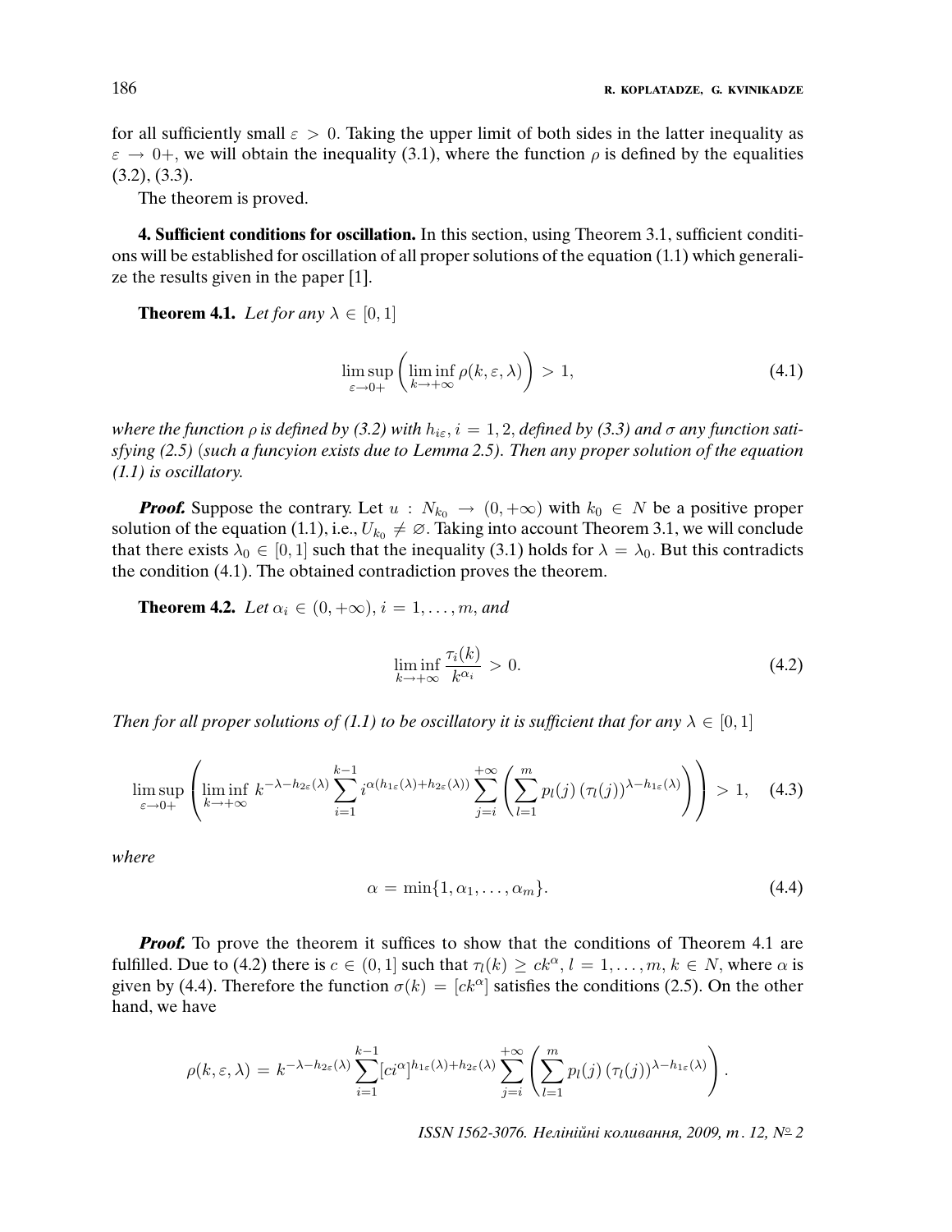for all sufficiently small $\varepsilon > 0$. Taking the upper limit of both sides in the latter inequality as $\varepsilon \to 0+$, we will obtain the inequality (3.1), where the function $\rho$ is defined by the equalities (3.2), (3.3).

The theorem is proved.

**4. Sufficient conditions for oscillation.** In this section, using Theorem 3.1, sufficient conditions will be established for oscillation of all proper solutions of the equation (1.1) which generalize the results given in the paper [1].

**Theorem 4.1.** *Let for any $\lambda \in [0,1]$*

$$\limsup_{\varepsilon \to 0+} \left( \liminf_{k \to +\infty} \rho(k, \varepsilon, \lambda) \right) > 1, \tag{4.1}$$

*where the function $\rho$ is defined by (3.2) with $h_{i\varepsilon}$, $i = 1, 2$, defined by (3.3) and $\sigma$ any function satisfying (2.5) (such a funcyion exists due to Lemma 2.5). Then any proper solution of the equation (1.1) is oscillatory.*

***Proof.*** Suppose the contrary. Let $u : N_{k_0} \to (0, +\infty)$ with $k_0 \in N$ be a positive proper solution of the equation (1.1), i.e., $U_{k_0} \neq \varnothing$. Taking into account Theorem 3.1, we will conclude that there exists $\lambda_0 \in [0,1]$ such that the inequality (3.1) holds for $\lambda = \lambda_0$. But this contradicts the condition (4.1). The obtained contradiction proves the theorem.

**Theorem 4.2.** *Let $\alpha_i \in (0, +\infty)$, $i = 1, \ldots, m$, and*

$$\liminf_{k \to +\infty} \frac{\tau_i(k)}{k^{\alpha_i}} > 0. \tag{4.2}$$

*Then for all proper solutions of (1.1) to be oscillatory it is sufficient that for any $\lambda \in [0,1]$*

$$\limsup_{\varepsilon \to 0+} \left( \liminf_{k \to +\infty} k^{-\lambda - h_{2\varepsilon}(\lambda)} \sum_{i=1}^{k-1} i^{\alpha(h_{1\varepsilon}(\lambda) + h_{2\varepsilon}(\lambda))} \sum_{j=i}^{+\infty} \left( \sum_{l=1}^{m} p_l(j) \left(\tau_l(j)\right)^{\lambda - h_{1\varepsilon}(\lambda)} \right) \right) > 1, \tag{4.3}$$

*where*

$$\alpha = \min\{1, \alpha_1, \ldots, \alpha_m\}. \tag{4.4}$$

***Proof.*** To prove the theorem it suffices to show that the conditions of Theorem 4.1 are fulfilled. Due to (4.2) there is $c \in (0,1]$ such that $\tau_l(k) \geq ck^{\alpha}$, $l = 1, \ldots, m$, $k \in N$, where $\alpha$ is given by (4.4). Therefore the function $\sigma(k) = [ck^{\alpha}]$ satisfies the conditions (2.5). On the other hand, we have

$$\rho(k, \varepsilon, \lambda) = k^{-\lambda - h_{2\varepsilon}(\lambda)} \sum_{i=1}^{k-1} [ci^{\alpha}]^{h_{1\varepsilon}(\lambda) + h_{2\varepsilon}(\lambda)} \sum_{j=i}^{+\infty} \left( \sum_{l=1}^{m} p_l(j) \left(\tau_l(j)\right)^{\lambda - h_{1\varepsilon}(\lambda)} \right).$$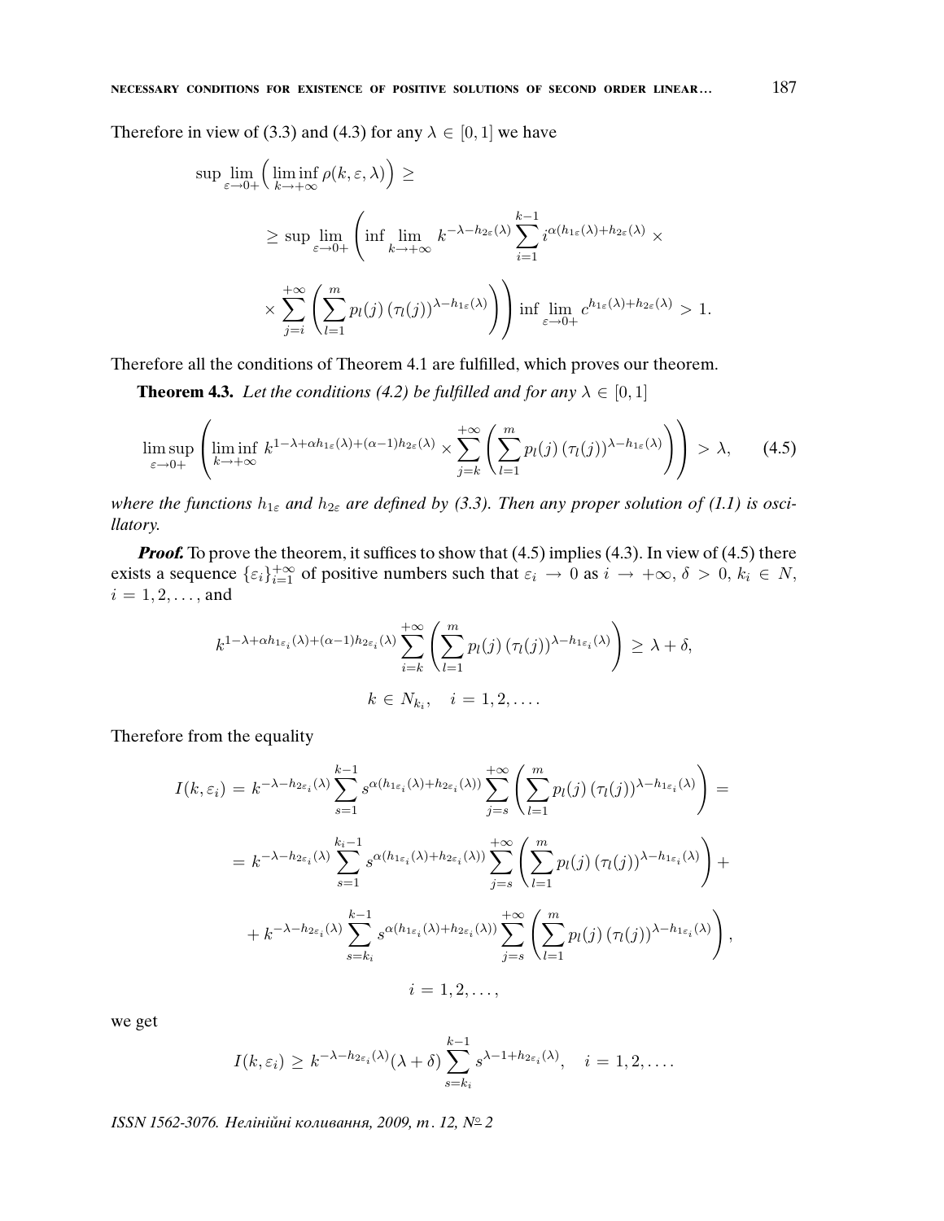Therefore in view of (3.3) and (4.3) for any $\lambda \in [0,1]$ we have

$$
\begin{aligned}
&\sup \lim_{\varepsilon\to 0+}\Big(\liminf_{k\to+\infty}\rho(k,\varepsilon,\lambda)\Big) \ge \\
&\qquad \ge \sup \lim_{\varepsilon\to 0+}\left(\inf \lim_{k\to+\infty} k^{-\lambda-h_{2\varepsilon}(\lambda)}\sum_{i=1}^{k-1} i^{\alpha(h_{1\varepsilon}(\lambda)+h_{2\varepsilon}(\lambda)}\times\right.\\
&\qquad \times\left.\sum_{j=i}^{+\infty}\left(\sum_{l=1}^{m}p_l(j)\,(\tau_l(j))^{\lambda-h_{1\varepsilon}(\lambda)}\right)\right)\inf\lim_{\varepsilon\to 0+}c^{h_{1\varepsilon}(\lambda)+h_{2\varepsilon}(\lambda)} > 1.
\end{aligned}
$$

Therefore all the conditions of Theorem 4.1 are fulfilled, which proves our theorem.

**Theorem 4.3.** *Let the conditions (4.2) be fulfilled and for any $\lambda \in [0,1]$*

$$
\limsup_{\varepsilon\to 0+}\left(\liminf_{k\to+\infty} k^{1-\lambda+\alpha h_{1\varepsilon}(\lambda)+(\alpha-1)h_{2\varepsilon}(\lambda)}\times\sum_{j=k}^{+\infty}\left(\sum_{l=1}^{m}p_l(j)\,(\tau_l(j))^{\lambda-h_{1\varepsilon}(\lambda)}\right)\right) > \lambda, \tag{4.5}
$$

*where the functions $h_{1\varepsilon}$ and $h_{2\varepsilon}$ are defined by (3.3). Then any proper solution of (1.1) is oscillatory.*

***Proof.*** To prove the theorem, it suffices to show that (4.5) implies (4.3). In view of (4.5) there exists a sequence $\{\varepsilon_i\}_{i=1}^{+\infty}$ of positive numbers such that $\varepsilon_i \to 0$ as $i \to +\infty$, $\delta > 0$, $k_i \in N$, $i = 1, 2, \ldots$, and

$$
k^{1-\lambda+\alpha h_{1\varepsilon_i}(\lambda)+(\alpha-1)h_{2\varepsilon_i}(\lambda)}\sum_{i=k}^{+\infty}\left(\sum_{l=1}^{m}p_l(j)\,(\tau_l(j))^{\lambda-h_{1\varepsilon_i}(\lambda)}\right) \ge \lambda+\delta,
$$

$$
k \in N_{k_i}, \quad i = 1, 2, \ldots .
$$

Therefore from the equality

$$
\begin{aligned}
I(k,\varepsilon_i) &= k^{-\lambda-h_{2\varepsilon_i}(\lambda)}\sum_{s=1}^{k-1} s^{\alpha(h_{1\varepsilon_i}(\lambda)+h_{2\varepsilon_i}(\lambda))}\sum_{j=s}^{+\infty}\left(\sum_{l=1}^{m}p_l(j)\,(\tau_l(j))^{\lambda-h_{1\varepsilon_i}(\lambda)}\right) = \\
&= k^{-\lambda-h_{2\varepsilon_i}(\lambda)}\sum_{s=1}^{k_i-1} s^{\alpha(h_{1\varepsilon_i}(\lambda)+h_{2\varepsilon_i}(\lambda))}\sum_{j=s}^{+\infty}\left(\sum_{l=1}^{m}p_l(j)\,(\tau_l(j))^{\lambda-h_{1\varepsilon_i}(\lambda)}\right) + \\
&+ k^{-\lambda-h_{2\varepsilon_i}(\lambda)}\sum_{s=k_i}^{k-1} s^{\alpha(h_{1\varepsilon_i}(\lambda)+h_{2\varepsilon_i}(\lambda))}\sum_{j=s}^{+\infty}\left(\sum_{l=1}^{m}p_l(j)\,(\tau_l(j))^{\lambda-h_{1\varepsilon_i}(\lambda)}\right),
\end{aligned}
$$

$$
i = 1, 2, \ldots,
$$

we get

$$
I(k,\varepsilon_i) \ge k^{-\lambda-h_{2\varepsilon_i}(\lambda)}(\lambda+\delta)\sum_{s=k_i}^{k-1} s^{\lambda-1+h_{2\varepsilon_i}(\lambda)}, \quad i = 1, 2, \ldots .
$$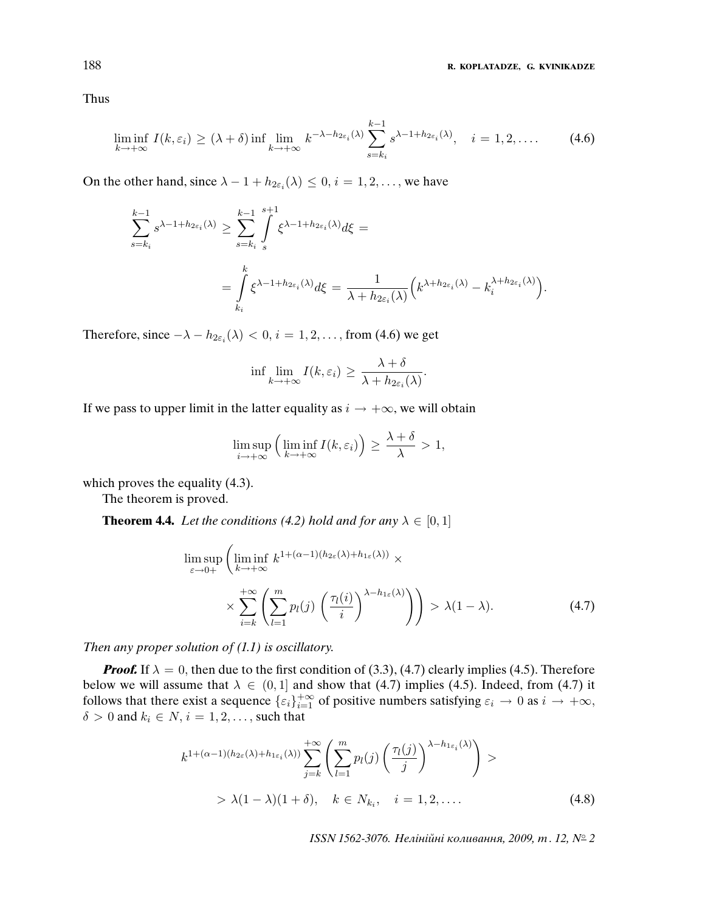Thus

$$\liminf_{k\to+\infty} I(k,\varepsilon_i) \geq (\lambda+\delta) \inf \lim_{k\to+\infty} k^{-\lambda-h_{2\varepsilon_i}(\lambda)} \sum_{s=k_i}^{k-1} s^{\lambda-1+h_{2\varepsilon_i}(\lambda)}, \quad i = 1,2,\ldots. \tag{4.6}$$

On the other hand, since $\lambda - 1 + h_{2\varepsilon_i}(\lambda) \leq 0$, $i = 1,2,\ldots$, we have

$$\sum_{s=k_i}^{k-1} s^{\lambda-1+h_{2\varepsilon_i}(\lambda)} \geq \sum_{s=k_i}^{k-1} \int_s^{s+1} \xi^{\lambda-1+h_{2\varepsilon_i}(\lambda)} d\xi =$$

$$= \int_{k_i}^{k} \xi^{\lambda-1+h_{2\varepsilon_i}(\lambda)} d\xi = \frac{1}{\lambda+h_{2\varepsilon_i}(\lambda)}\Big(k^{\lambda+h_{2\varepsilon_i}(\lambda)} - k_i^{\lambda+h_{2\varepsilon_i}(\lambda)}\Big).$$

Therefore, since $-\lambda - h_{2\varepsilon_i}(\lambda) < 0$, $i = 1,2,\ldots$, from (4.6) we get

$$\inf \lim_{k\to+\infty} I(k,\varepsilon_i) \geq \frac{\lambda+\delta}{\lambda+h_{2\varepsilon_i}(\lambda)}.$$

If we pass to upper limit in the latter equality as $i \to +\infty$, we will obtain

$$\limsup_{i\to+\infty}\Big(\liminf_{k\to+\infty} I(k,\varepsilon_i)\Big) \geq \frac{\lambda+\delta}{\lambda} > 1,$$

which proves the equality (4.3).

The theorem is proved.

**Theorem 4.4.** *Let the conditions (4.2) hold and for any $\lambda \in [0,1]$*

$$\limsup_{\varepsilon\to 0+}\left(\liminf_{k\to+\infty} k^{1+(\alpha-1)(h_{2\varepsilon}(\lambda)+h_{1\varepsilon}(\lambda))} \times \right.$$
$$\left. \times \sum_{i=k}^{+\infty}\left(\sum_{l=1}^{m} p_l(j)\left(\frac{\tau_l(i)}{i}\right)^{\lambda-h_{1\varepsilon}(\lambda)}\right)\right) > \lambda(1-\lambda). \tag{4.7}$$

*Then any proper solution of (1.1) is oscillatory.*

***Proof.*** If $\lambda = 0$, then due to the first condition of (3.3), (4.7) clearly implies (4.5). Therefore below we will assume that $\lambda \in (0,1]$ and show that (4.7) implies (4.5). Indeed, from (4.7) it follows that there exist a sequence $\{\varepsilon_i\}_{i=1}^{+\infty}$ of positive numbers satisfying $\varepsilon_i \to 0$ as $i \to +\infty$, $\delta > 0$ and $k_i \in N$, $i = 1,2,\ldots$, such that

$$k^{1+(\alpha-1)(h_{2\varepsilon}(\lambda)+h_{1\varepsilon_i}(\lambda))} \sum_{j=k}^{+\infty}\left(\sum_{l=1}^{m} p_l(j)\left(\frac{\tau_l(j)}{j}\right)^{\lambda-h_{1\varepsilon_i}(\lambda)}\right) >$$
$$> \lambda(1-\lambda)(1+\delta), \quad k \in N_{k_i}, \quad i = 1,2,\ldots. \tag{4.8}$$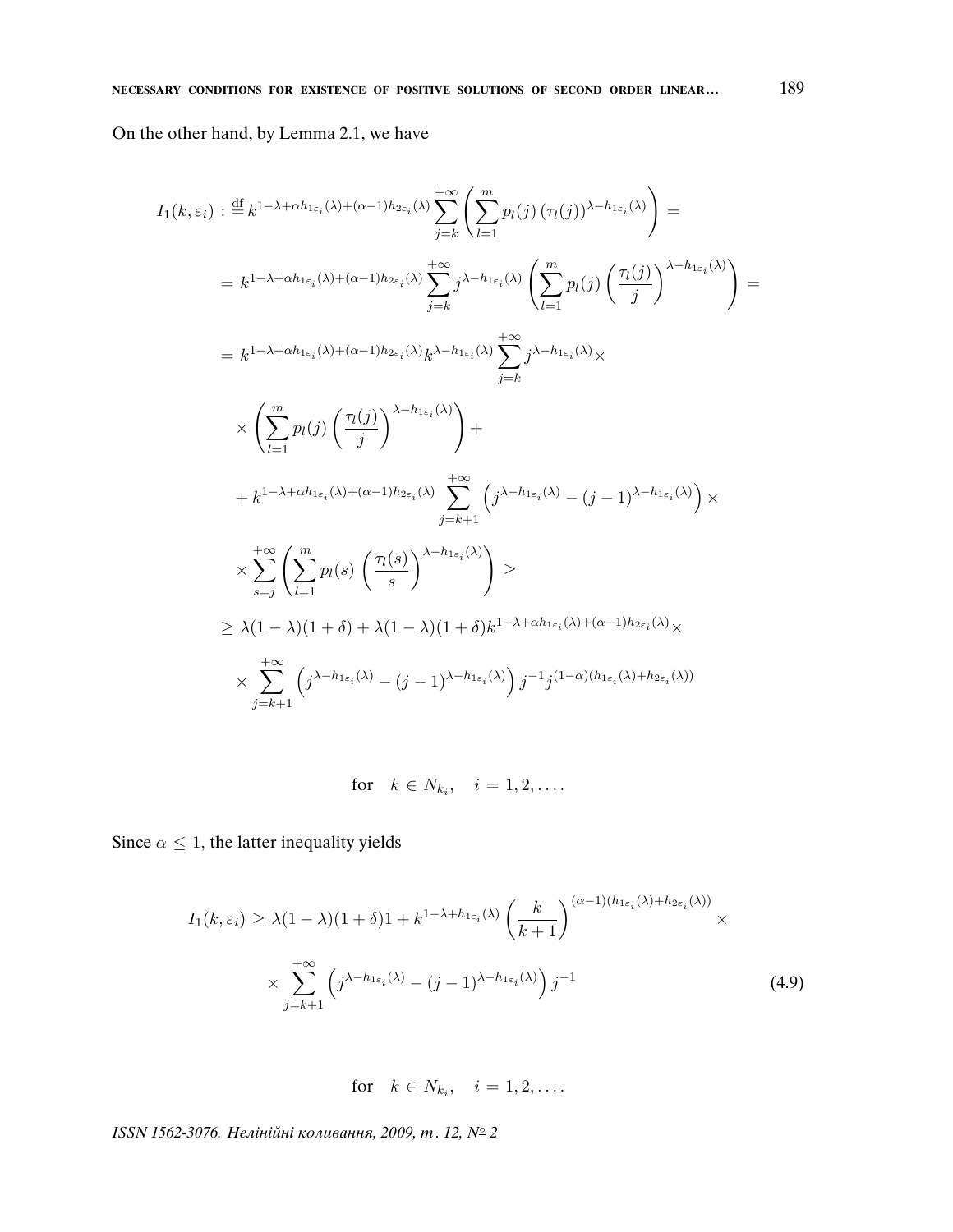On the other hand, by Lemma 2.1, we have

$$
\begin{aligned}
I_1(k,\varepsilon_i) :&\overset{\text{df}}{=} k^{1-\lambda+\alpha h_{1\varepsilon_i}(\lambda)+(\alpha-1)h_{2\varepsilon_i}(\lambda)} \sum_{j=k}^{+\infty} \left( \sum_{l=1}^{m} p_l(j) \left(\tau_l(j)\right)^{\lambda-h_{1\varepsilon_i}(\lambda)} \right) = \\
&= k^{1-\lambda+\alpha h_{1\varepsilon_i}(\lambda)+(\alpha-1)h_{2\varepsilon_i}(\lambda)} \sum_{j=k}^{+\infty} j^{\lambda-h_{1\varepsilon_i}(\lambda)} \left( \sum_{l=1}^{m} p_l(j) \left(\frac{\tau_l(j)}{j}\right)^{\lambda-h_{1\varepsilon_i}(\lambda)} \right) = \\
&= k^{1-\lambda+\alpha h_{1\varepsilon_i}(\lambda)+(\alpha-1)h_{2\varepsilon_i}(\lambda)} k^{\lambda-h_{1\varepsilon_i}(\lambda)} \sum_{j=k}^{+\infty} j^{\lambda-h_{1\varepsilon_i}(\lambda)} \times \\
&\quad \times \left( \sum_{l=1}^{m} p_l(j) \left(\frac{\tau_l(j)}{j}\right)^{\lambda-h_{1\varepsilon_i}(\lambda)} \right) + \\
&\quad + k^{1-\lambda+\alpha h_{1\varepsilon_i}(\lambda)+(\alpha-1)h_{2\varepsilon_i}(\lambda)} \sum_{j=k+1}^{+\infty} \left( j^{\lambda-h_{1\varepsilon_i}(\lambda)} - (j-1)^{\lambda-h_{1\varepsilon_i}(\lambda)} \right) \times \\
&\quad \times \sum_{s=j}^{+\infty} \left( \sum_{l=1}^{m} p_l(s) \left(\frac{\tau_l(s)}{s}\right)^{\lambda-h_{1\varepsilon_i}(\lambda)} \right) \geq \\
&\geq \lambda(1-\lambda)(1+\delta) + \lambda(1-\lambda)(1+\delta) k^{1-\lambda+\alpha h_{1\varepsilon_i}(\lambda)+(\alpha-1)h_{2\varepsilon_i}(\lambda)} \times \\
&\quad \times \sum_{j=k+1}^{+\infty} \left( j^{\lambda-h_{1\varepsilon_i}(\lambda)} - (j-1)^{\lambda-h_{1\varepsilon_i}(\lambda)} \right) j^{-1} j^{(1-\alpha)(h_{1\varepsilon_i}(\lambda)+h_{2\varepsilon_i}(\lambda))}
\end{aligned}
$$

$$
\text{for} \quad k \in N_{k_i}, \quad i = 1, 2, \ldots .
$$

Since $\alpha \leq 1$, the latter inequality yields

$$
\begin{aligned}
I_1(k,\varepsilon_i) \geq \lambda(1-\lambda)(1+\delta)1 + k^{1-\lambda+h_{1\varepsilon_i}(\lambda)} \left(\frac{k}{k+1}\right)^{(\alpha-1)(h_{1\varepsilon_i}(\lambda)+h_{2\varepsilon_i}(\lambda))} \times \\
\times \sum_{j=k+1}^{+\infty} \left( j^{\lambda-h_{1\varepsilon_i}(\lambda)} - (j-1)^{\lambda-h_{1\varepsilon_i}(\lambda)} \right) j^{-1}
\end{aligned}
\tag{4.9}
$$

$$
\text{for} \quad k \in N_{k_i}, \quad i = 1, 2, \ldots .
$$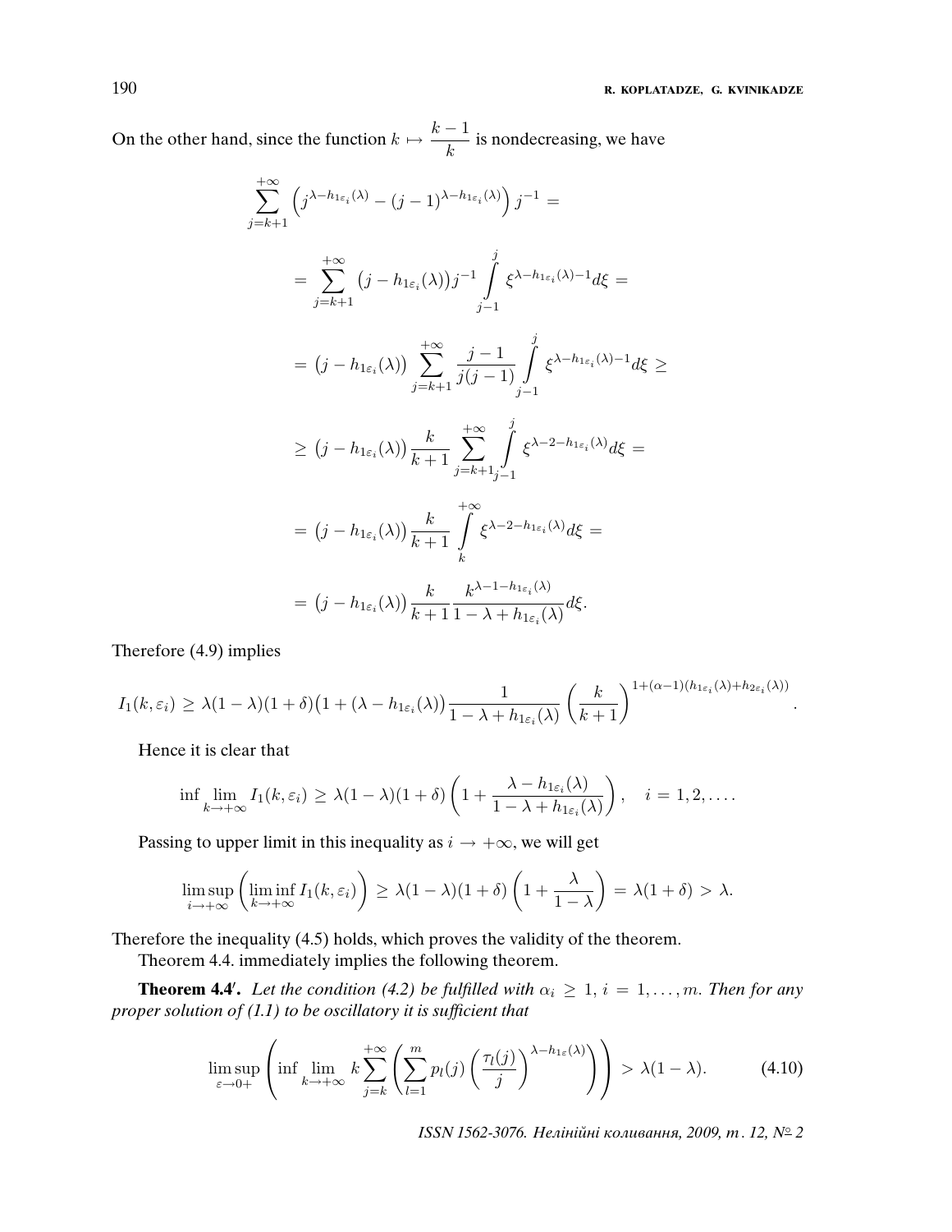On the other hand, since the function $k \mapsto \dfrac{k-1}{k}$ is nondecreasing, we have

$$\sum_{j=k+1}^{+\infty} \left( j^{\lambda - h_{1\varepsilon_i}(\lambda)} - (j-1)^{\lambda - h_{1\varepsilon_i}(\lambda)} \right) j^{-1} =$$

$$= \sum_{j=k+1}^{+\infty} \big(j - h_{1\varepsilon_i}(\lambda)\big) j^{-1} \int_{j-1}^{j} \xi^{\lambda - h_{1\varepsilon_i}(\lambda) - 1} d\xi =$$

$$= \big(j - h_{1\varepsilon_i}(\lambda)\big) \sum_{j=k+1}^{+\infty} \frac{j-1}{j(j-1)} \int_{j-1}^{j} \xi^{\lambda - h_{1\varepsilon_i}(\lambda) - 1} d\xi \geq$$

$$\geq \big(j - h_{1\varepsilon_i}(\lambda)\big) \frac{k}{k+1} \sum_{j=k+1}^{+\infty} \int_{j-1}^{j} \xi^{\lambda - 2 - h_{1\varepsilon_i}(\lambda)} d\xi =$$

$$= \big(j - h_{1\varepsilon_i}(\lambda)\big) \frac{k}{k+1} \int_{k}^{+\infty} \xi^{\lambda - 2 - h_{1\varepsilon_i}(\lambda)} d\xi =$$

$$= \big(j - h_{1\varepsilon_i}(\lambda)\big) \frac{k}{k+1} \frac{k^{\lambda - 1 - h_{1\varepsilon_i}(\lambda)}}{1 - \lambda + h_{1\varepsilon_i}(\lambda)} d\xi.$$

Therefore (4.9) implies

$$I_1(k, \varepsilon_i) \geq \lambda(1-\lambda)(1+\delta)\big(1 + (\lambda - h_{1\varepsilon_i}(\lambda))\big) \frac{1}{1 - \lambda + h_{1\varepsilon_i}(\lambda)} \left( \frac{k}{k+1} \right)^{1 + (\alpha - 1)(h_{1\varepsilon_i}(\lambda) + h_{2\varepsilon_i}(\lambda))}.$$

Hence it is clear that

$$\inf \lim_{k \to +\infty} I_1(k, \varepsilon_i) \geq \lambda(1-\lambda)(1+\delta) \left( 1 + \frac{\lambda - h_{1\varepsilon_i}(\lambda)}{1 - \lambda + h_{1\varepsilon_i}(\lambda)} \right), \quad i = 1, 2, \dots .$$

Passing to upper limit in this inequality as $i \to +\infty$, we will get

$$\limsup_{i \to +\infty} \left( \liminf_{k \to +\infty} I_1(k, \varepsilon_i) \right) \geq \lambda(1-\lambda)(1+\delta) \left( 1 + \frac{\lambda}{1 - \lambda} \right) = \lambda(1+\delta) > \lambda.$$

Therefore the inequality (4.5) holds, which proves the validity of the theorem.

Theorem 4.4. immediately implies the following theorem.

**Theorem 4.4′.** *Let the condition (4.2) be fulfilled with $\alpha_i \geq 1$, $i = 1, \dots, m$. Then for any proper solution of (1.1) to be oscillatory it is sufficient that*

$$\limsup_{\varepsilon \to 0+} \left( \inf \lim_{k \to +\infty} k \sum_{j=k}^{+\infty} \left( \sum_{l=1}^{m} p_l(j) \left( \frac{\tau_l(j)}{j} \right)^{\lambda - h_{1\varepsilon}(\lambda)} \right) \right) > \lambda(1-\lambda). \tag{4.10}$$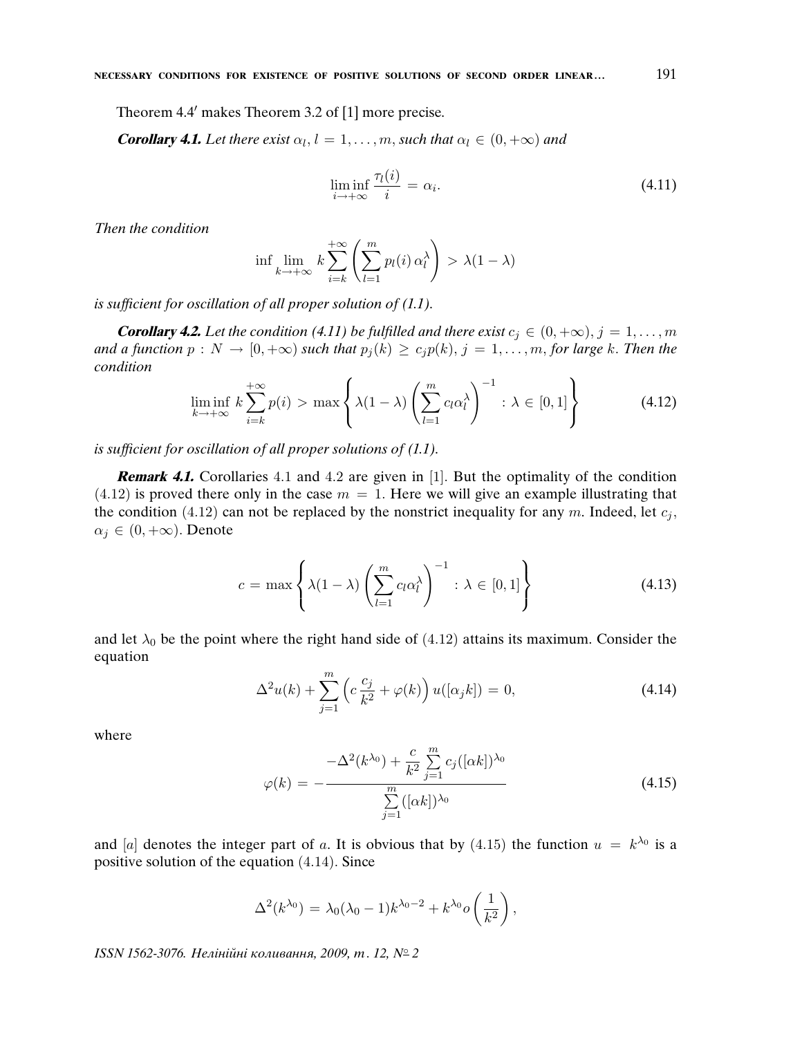Theorem 4.4′ makes Theorem 3.2 of [1] more precise.

***Corollary 4.1.*** *Let there exist $\alpha_l$, $l = 1, \ldots, m$, such that $\alpha_l \in (0, +\infty)$ and*

$$\liminf_{i \to +\infty} \frac{\tau_l(i)}{i} = \alpha_i. \tag{4.11}$$

*Then the condition*

$$\inf \lim_{k \to +\infty} k \sum_{i=k}^{+\infty} \left( \sum_{l=1}^{m} p_l(i)\, \alpha_l^{\lambda} \right) > \lambda(1-\lambda)$$

*is sufficient for oscillation of all proper solution of (1.1).*

***Corollary 4.2.*** *Let the condition (4.11) be fulfilled and there exist $c_j \in (0, +\infty)$, $j = 1, \ldots, m$ and a function $p : N \to [0, +\infty)$ such that $p_j(k) \geq c_j p(k)$, $j = 1, \ldots, m$, for large $k$. Then the condition*

$$\liminf_{k \to +\infty} k \sum_{i=k}^{+\infty} p(i) > \max \left\{ \lambda(1-\lambda) \left( \sum_{l=1}^{m} c_l \alpha_l^{\lambda} \right)^{-1} : \lambda \in [0, 1] \right\} \tag{4.12}$$

*is sufficient for oscillation of all proper solutions of (1.1).*

***Remark 4.1.*** Corollaries 4.1 and 4.2 are given in [1]. But the optimality of the condition (4.12) is proved there only in the case $m = 1$. Here we will give an example illustrating that the condition (4.12) can not be replaced by the nonstrict inequality for any $m$. Indeed, let $c_j$, $\alpha_j \in (0, +\infty)$. Denote

$$c = \max \left\{ \lambda(1-\lambda) \left( \sum_{l=1}^{m} c_l \alpha_l^{\lambda} \right)^{-1} : \lambda \in [0, 1] \right\} \tag{4.13}$$

and let $\lambda_0$ be the point where the right hand side of (4.12) attains its maximum. Consider the equation

$$\Delta^2 u(k) + \sum_{j=1}^{m} \left( c\, \frac{c_j}{k^2} + \varphi(k) \right) u([\alpha_j k]) = 0, \tag{4.14}$$

where

$$\varphi(k) = -\frac{-\Delta^2(k^{\lambda_0}) + \dfrac{c}{k^2} \sum\limits_{j=1}^{m} c_j([\alpha k])^{\lambda_0}}{\sum\limits_{j=1}^{m} ([\alpha k])^{\lambda_0}} \tag{4.15}$$

and $[a]$ denotes the integer part of $a$. It is obvious that by (4.15) the function $u = k^{\lambda_0}$ is a positive solution of the equation (4.14). Since

$$\Delta^2(k^{\lambda_0}) = \lambda_0(\lambda_0 - 1) k^{\lambda_0 - 2} + k^{\lambda_0} o\left( \frac{1}{k^2} \right),$$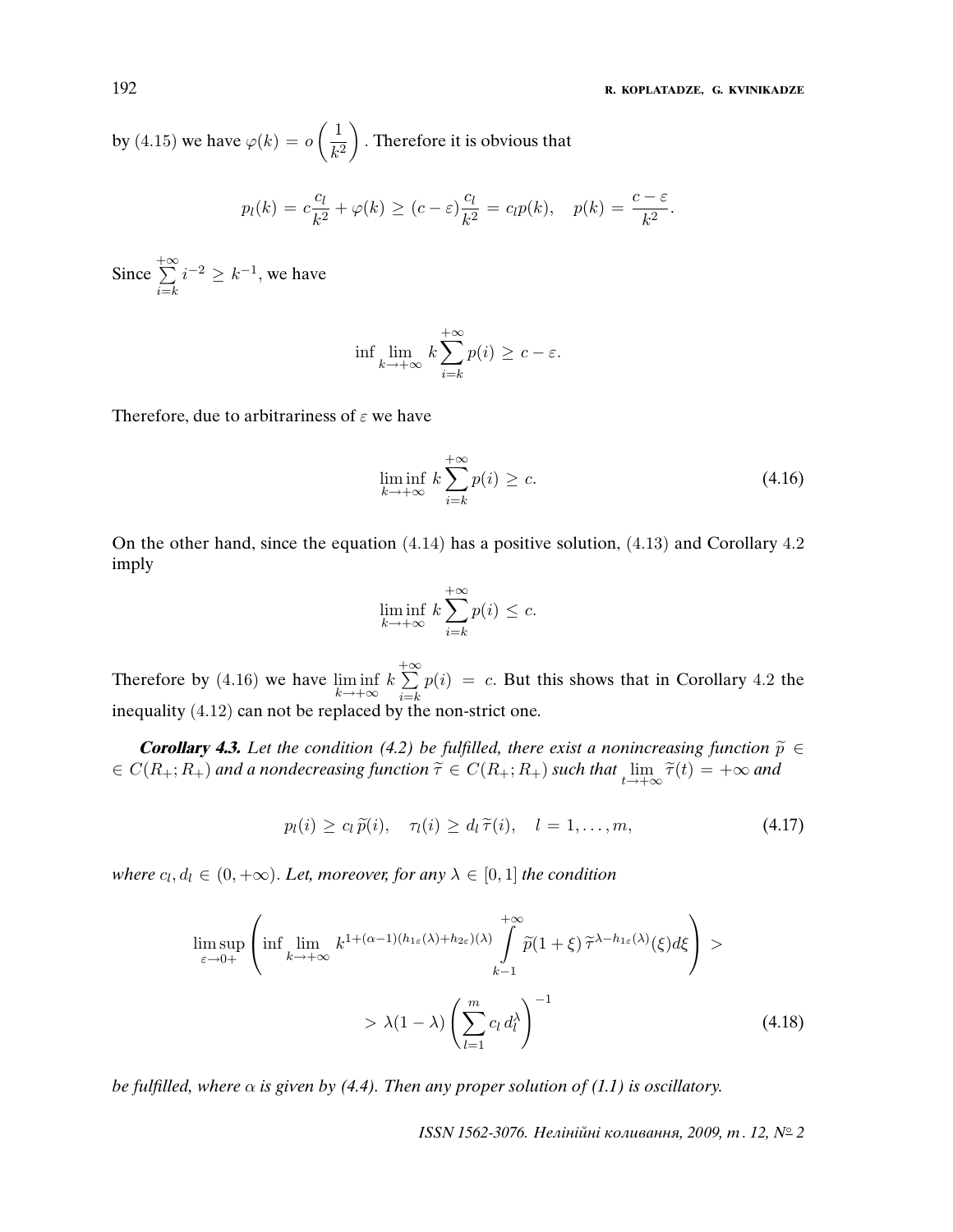by (4.15) we have $\varphi(k) = o\left(\dfrac{1}{k^2}\right)$. Therefore it is obvious that

$$p_l(k) = c\frac{c_l}{k^2} + \varphi(k) \geq (c-\varepsilon)\frac{c_l}{k^2} = c_l p(k), \quad p(k) = \frac{c-\varepsilon}{k^2}.$$

Since $\sum\limits_{i=k}^{+\infty} i^{-2} \geq k^{-1}$, we have

$$\inf \lim_{k\to+\infty} k \sum_{i=k}^{+\infty} p(i) \geq c - \varepsilon.$$

Therefore, due to arbitrariness of $\varepsilon$ we have

$$\liminf_{k\to+\infty} k \sum_{i=k}^{+\infty} p(i) \geq c. \tag{4.16}$$

On the other hand, since the equation (4.14) has a positive solution, (4.13) and Corollary 4.2 imply

$$\liminf_{k\to+\infty} k \sum_{i=k}^{+\infty} p(i) \leq c.$$

Therefore by (4.16) we have $\liminf\limits_{k\to+\infty} k \sum\limits_{i=k}^{+\infty} p(i) = c$. But this shows that in Corollary 4.2 the inequality (4.12) can not be replaced by the non-strict one.

***Corollary 4.3.*** *Let the condition (4.2) be fulfilled, there exist a nonincreasing function $\widetilde{p} \in C(R_+; R_+)$ and a nondecreasing function $\widetilde{\tau} \in C(R_+; R_+)$ such that $\lim\limits_{t\to+\infty} \widetilde{\tau}(t) = +\infty$ and*

$$p_l(i) \geq c_l\, \widetilde{p}(i), \quad \tau_l(i) \geq d_l\, \widetilde{\tau}(i), \quad l = 1, \dots, m, \tag{4.17}$$

*where $c_l, d_l \in (0, +\infty)$. Let, moreover, for any $\lambda \in [0,1]$ the condition*

$$\limsup_{\varepsilon\to 0+} \left( \inf \lim_{k\to+\infty} k^{1+(\alpha-1)(h_{1\varepsilon}(\lambda)+h_{2\varepsilon})(\lambda)} \int\limits_{k-1}^{+\infty} \widetilde{p}(1+\xi)\, \widetilde{\tau}^{\lambda - h_{1\varepsilon}(\lambda)}(\xi) d\xi \right) >$$
$$> \lambda(1-\lambda)\left(\sum_{l=1}^{m} c_l\, d_l^{\lambda}\right)^{-1} \tag{4.18}$$

*be fulfilled, where $\alpha$ is given by (4.4). Then any proper solution of (1.1) is oscillatory.*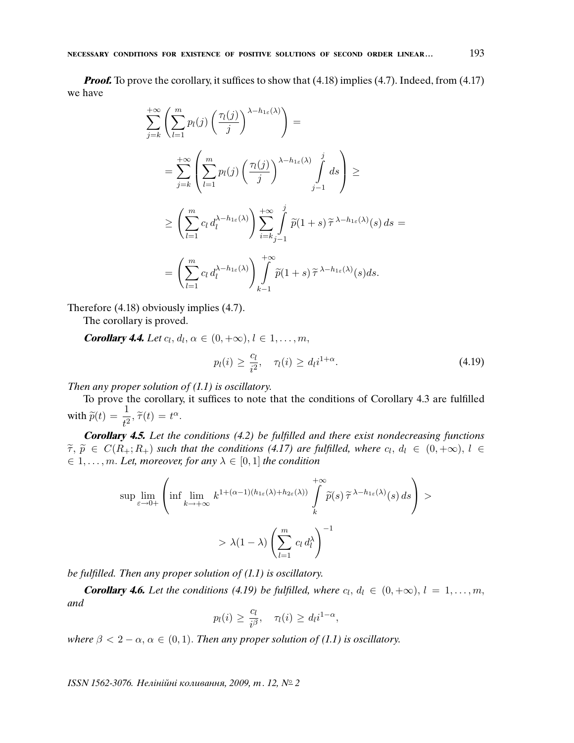***Proof.*** To prove the corollary, it suffices to show that (4.18) implies (4.7). Indeed, from (4.17) we have

$$
\sum_{j=k}^{+\infty}\left(\sum_{l=1}^{m} p_l(j)\left(\frac{\tau_l(j)}{j}\right)^{\lambda-h_{1\varepsilon}(\lambda)}\right) =
$$

$$
= \sum_{j=k}^{+\infty}\left(\sum_{l=1}^{m} p_l(j)\left(\frac{\tau_l(j)}{j}\right)^{\lambda-h_{1\varepsilon}(\lambda)} \int\limits_{j-1}^{j} ds\right) \geq
$$

$$
\geq \left(\sum_{l=1}^{m} c_l\, d_l^{\lambda-h_{1\varepsilon}(\lambda)}\right) \sum_{i=k}^{+\infty} \int\limits_{j-1}^{j} \widetilde{p}(1+s)\, \widetilde{\tau}^{\,\lambda-h_{1\varepsilon}(\lambda)}(s)\, ds =
$$

$$
= \left(\sum_{l=1}^{m} c_l\, d_l^{\lambda-h_{1\varepsilon}(\lambda)}\right) \int\limits_{k-1}^{+\infty} \widetilde{p}(1+s)\, \widetilde{\tau}^{\,\lambda-h_{1\varepsilon}(\lambda)}(s) ds.
$$

Therefore (4.18) obviously implies (4.7).

The corollary is proved.

***Corollary 4.4.*** *Let $c_l,\, d_l,\, \alpha \in (0, +\infty)$, $l \in 1, \ldots, m$,*

$$
p_l(i) \geq \frac{c_l}{i^2}, \quad \tau_l(i) \geq d_l i^{1+\alpha}. \tag{4.19}
$$

*Then any proper solution of (1.1) is oscillatory.*

To prove the corollary, it suffices to note that the conditions of Corollary 4.3 are fulfilled with $\widetilde{p}(t) = \dfrac{1}{t^2}$, $\widetilde{\tau}(t) = t^{\alpha}$.

***Corollary 4.5.*** *Let the conditions (4.2) be fulfilled and there exist nondecreasing functions $\widetilde{\tau},\, \widetilde{p} \in C(R_+; R_+)$ such that the conditions (4.17) are fulfilled, where $c_l,\, d_l \in (0, +\infty)$, $l \in \in 1, \ldots, m$. Let, moreover, for any $\lambda \in [0, 1]$ the condition*

$$
\sup \lim_{\varepsilon \to 0+} \left( \inf \lim_{k \to +\infty} k^{1+(\alpha-1)(h_{1\varepsilon}(\lambda)+h_{2\varepsilon}(\lambda))} \int\limits_{k}^{+\infty} \widetilde{p}(s)\, \widetilde{\tau}^{\,\lambda-h_{1\varepsilon}(\lambda)}(s)\, ds \right) >
$$

$$
> \lambda(1-\lambda)\left(\sum_{l=1}^{m} c_l\, d_l^{\lambda}\right)^{-1}
$$

*be fulfilled. Then any proper solution of (1.1) is oscillatory.*

***Corollary 4.6.*** *Let the conditions (4.19) be fulfilled, where $c_l,\, d_l \in (0, +\infty)$, $l = 1, \ldots, m$, and*

$$
p_l(i) \geq \frac{c_l}{i^{\beta}}, \quad \tau_l(i) \geq d_l i^{1-\alpha},
$$

*where $\beta < 2 - \alpha$, $\alpha \in (0, 1)$. Then any proper solution of (1.1) is oscillatory.*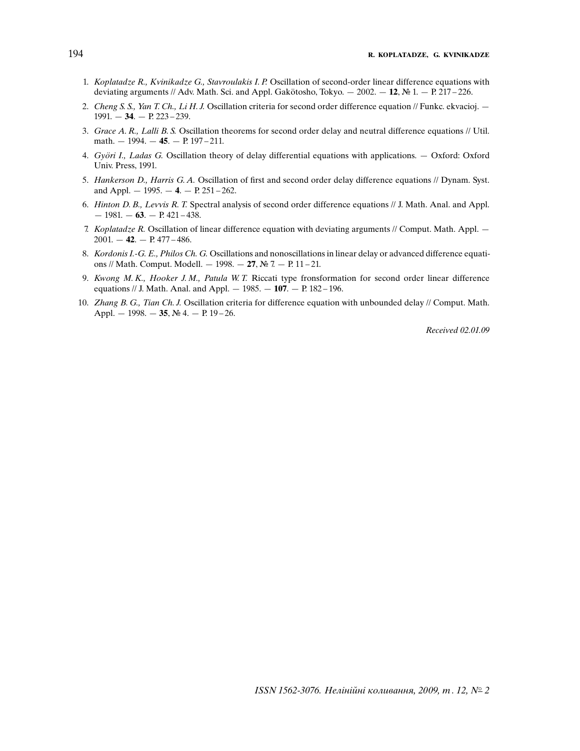1. *Koplatadze R., Kvinikadze G., Stavroulakis I. P.* Oscillation of second-order linear difference equations with deviating arguments // Adv. Math. Sci. and Appl. Gakötosho, Tokyo. — 2002. — **12**, № 1. — P. 217 – 226.
2. *Cheng S. S., Yan T. Ch., Li H. J.* Oscillation criteria for second order difference equation // Funkc. ekvacioj. — 1991. — **34**. — P. 223 – 239.
3. *Grace A. R., Lalli B. S.* Oscillation theorems for second order delay and neutral difference equations // Util. math. — 1994. — **45**. — P. 197 – 211.
4. *Györi I., Ladas G.* Oscillation theory of delay differential equations with applications. — Oxford: Oxford Univ. Press, 1991.
5. *Hankerson D., Harris G. A.* Oscillation of first and second order delay difference equations // Dynam. Syst. and Appl. — 1995. — **4**. — P. 251 – 262.
6. *Hinton D. B., Levvis R. T.* Spectral analysis of second order difference equations // J. Math. Anal. and Appl. — 1981. — **63**. — P. 421 – 438.
7. *Koplatadze R.* Oscillation of linear difference equation with deviating arguments // Comput. Math. Appl. — 2001. — **42**. — P. 477 – 486.
8. *Kordonis I.-G. E., Philos Ch. G.* Oscillations and nonoscillations in linear delay or advanced difference equations // Math. Comput. Modell. — 1998. — **27**, № 7. — P. 11 – 21.
9. *Kwong M. K., Hooker J. M., Patula W. T.* Riccati type fronsformation for second order linear difference equations // J. Math. Anal. and Appl. — 1985. — **107**. — P. 182 – 196.
10. *Zhang B. G., Tian Ch. J.* Oscillation criteria for difference equation with unbounded delay // Comput. Math. Appl. — 1998. — **35**, № 4. — P. 19 – 26.

*Received 02.01.09*